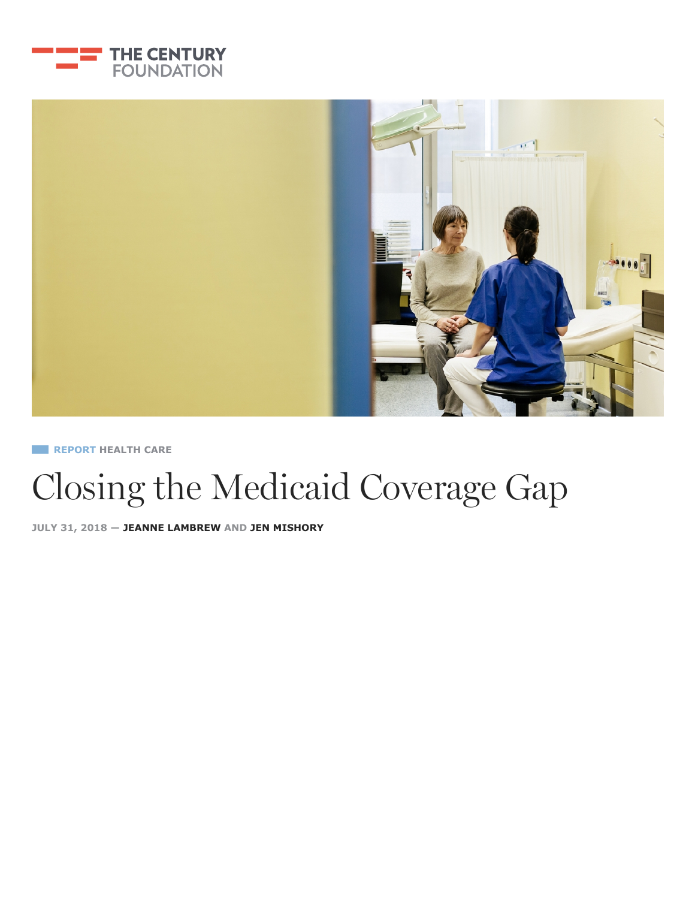THE CENTURY FOUNDATION

REPORT HEALTH CARE

# Closing the Medicaid Coverage Gap

JULY 31, 2018 — **JEANNE LAMBREW** AND **JEN MISHORY**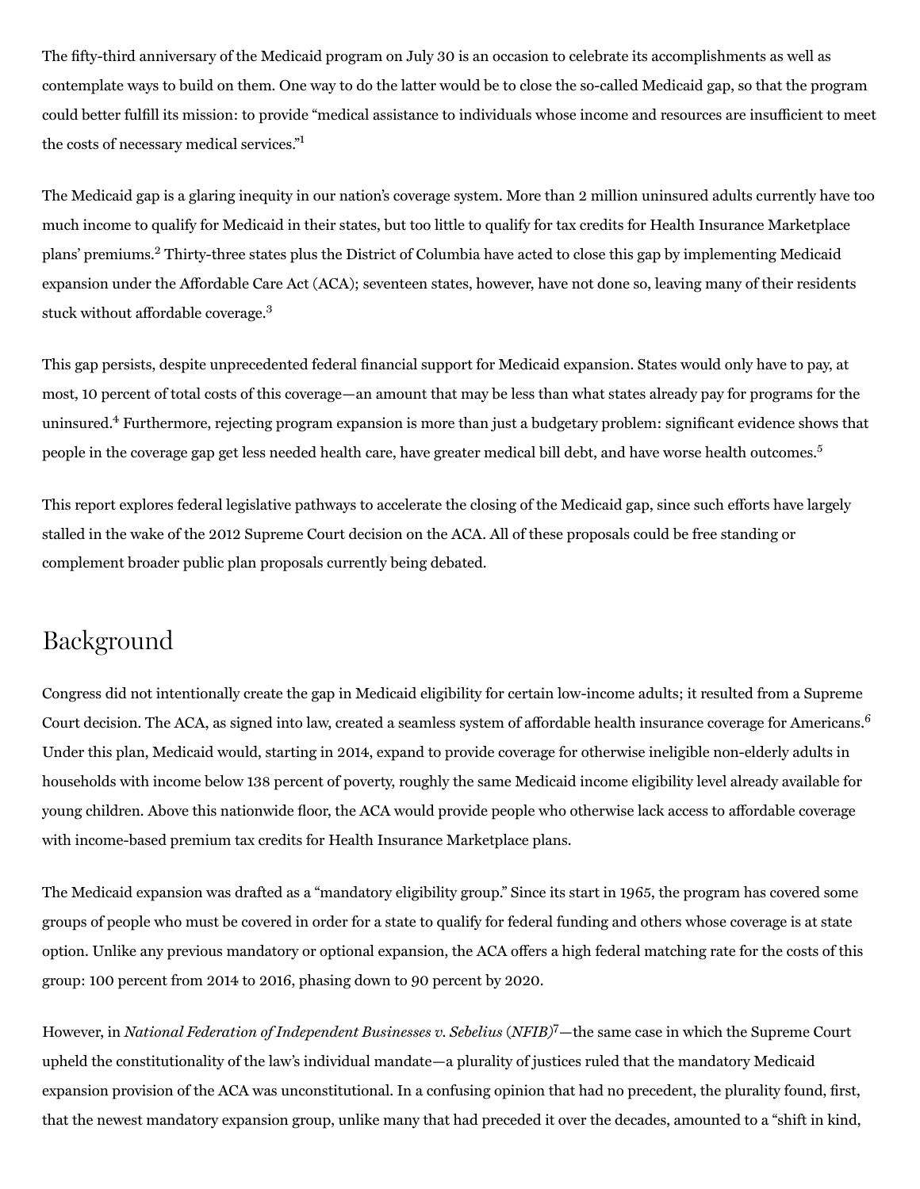The fifty-third anniversary of the Medicaid program on July 30 is an occasion to celebrate its accomplishments as well as contemplate ways to build on them. One way to do the latter would be to close the so-called Medicaid gap, so that the program could better fulfill its mission: to provide "medical assistance to individuals whose income and resources are insufficient to meet the costs of necessary medical services."[1]

The Medicaid gap is a glaring inequity in our nation's coverage system. More than 2 million uninsured adults currently have too much income to qualify for Medicaid in their states, but too little to qualify for tax credits for Health Insurance Marketplace plans' premiums.[2] Thirty-three states plus the District of Columbia have acted to close this gap by implementing Medicaid expansion under the Affordable Care Act (ACA); seventeen states, however, have not done so, leaving many of their residents stuck without affordable coverage.[3]

This gap persists, despite unprecedented federal financial support for Medicaid expansion. States would only have to pay, at most, 10 percent of total costs of this coverage—an amount that may be less than what states already pay for programs for the uninsured.[4] Furthermore, rejecting program expansion is more than just a budgetary problem: significant evidence shows that people in the coverage gap get less needed health care, have greater medical bill debt, and have worse health outcomes.[5]

This report explores federal legislative pathways to accelerate the closing of the Medicaid gap, since such efforts have largely stalled in the wake of the 2012 Supreme Court decision on the ACA. All of these proposals could be free standing or complement broader public plan proposals currently being debated.

## Background

Congress did not intentionally create the gap in Medicaid eligibility for certain low-income adults; it resulted from a Supreme Court decision. The ACA, as signed into law, created a seamless system of affordable health insurance coverage for Americans.[6] Under this plan, Medicaid would, starting in 2014, expand to provide coverage for otherwise ineligible non-elderly adults in households with income below 138 percent of poverty, roughly the same Medicaid income eligibility level already available for young children. Above this nationwide floor, the ACA would provide people who otherwise lack access to affordable coverage with income-based premium tax credits for Health Insurance Marketplace plans.

The Medicaid expansion was drafted as a "mandatory eligibility group." Since its start in 1965, the program has covered some groups of people who must be covered in order for a state to qualify for federal funding and others whose coverage is at state option. Unlike any previous mandatory or optional expansion, the ACA offers a high federal matching rate for the costs of this group: 100 percent from 2014 to 2016, phasing down to 90 percent by 2020.

However, in *National Federation of Independent Businesses v. Sebelius* (*NFIB*)[7]—the same case in which the Supreme Court upheld the constitutionality of the law's individual mandate—a plurality of justices ruled that the mandatory Medicaid expansion provision of the ACA was unconstitutional. In a confusing opinion that had no precedent, the plurality found, first, that the newest mandatory expansion group, unlike many that had preceded it over the decades, amounted to a "shift in kind,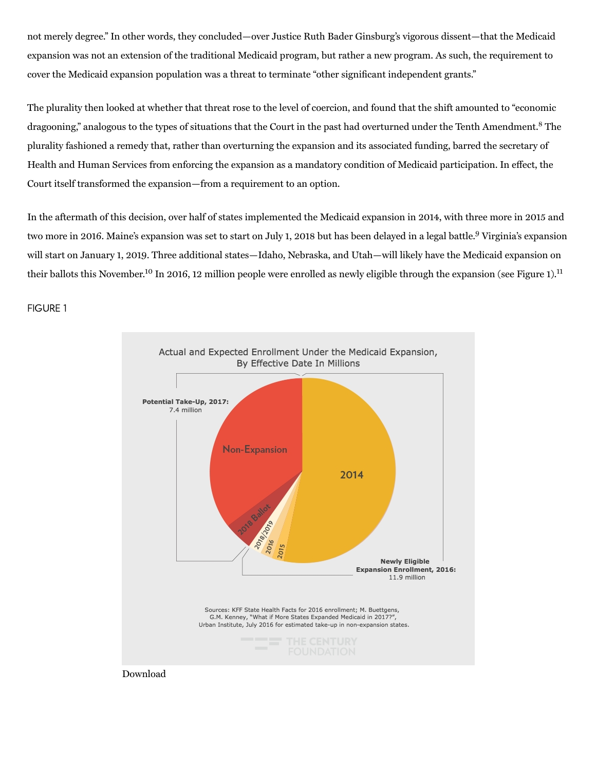not merely degree." In other words, they concluded—over Justice Ruth Bader Ginsburg's vigorous dissent—that the Medicaid expansion was not an extension of the traditional Medicaid program, but rather a new program. As such, the requirement to cover the Medicaid expansion population was a threat to terminate "other significant independent grants."

The plurality then looked at whether that threat rose to the level of coercion, and found that the shift amounted to "economic dragooning," analogous to the types of situations that the Court in the past had overturned under the Tenth Amendment.[8] The plurality fashioned a remedy that, rather than overturning the expansion and its associated funding, barred the secretary of Health and Human Services from enforcing the expansion as a mandatory condition of Medicaid participation. In effect, the Court itself transformed the expansion—from a requirement to an option.

In the aftermath of this decision, over half of states implemented the Medicaid expansion in 2014, with three more in 2015 and two more in 2016. Maine's expansion was set to start on July 1, 2018 but has been delayed in a legal battle.[9] Virginia's expansion will start on January 1, 2019. Three additional states—Idaho, Nebraska, and Utah—will likely have the Medicaid expansion on their ballots this November.[10] In 2016, 12 million people were enrolled as newly eligible through the expansion (see Figure 1).[11]

FIGURE 1

Actual and Expected Enrollment Under the Medicaid Expansion, By Effective Date In Millions

Potential Take-Up, 2017: 7.4 million

Non-Expansion

2018 Ballot

2018/2019

2016

2015

2014

Newly Eligible Expansion Enrollment, 2016: 11.9 million

Sources: KFF State Health Facts for 2016 enrollment; M. Buettgens, G.M. Kenney, "What if More States Expanded Medicaid in 2017?", Urban Institute, July 2016 for estimated take-up in non-expansion states.

THE CENTURY FOUNDATION

Download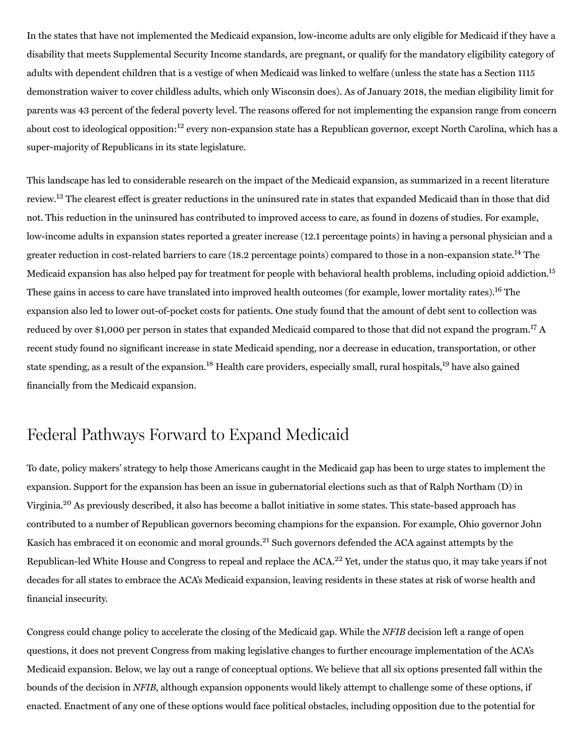In the states that have not implemented the Medicaid expansion, low-income adults are only eligible for Medicaid if they have a disability that meets Supplemental Security Income standards, are pregnant, or qualify for the mandatory eligibility category of adults with dependent children that is a vestige of when Medicaid was linked to welfare (unless the state has a Section 1115 demonstration waiver to cover childless adults, which only Wisconsin does). As of January 2018, the median eligibility limit for parents was 43 percent of the federal poverty level. The reasons offered for not implementing the expansion range from concern about cost to ideological opposition:[12] every non-expansion state has a Republican governor, except North Carolina, which has a super-majority of Republicans in its state legislature.

This landscape has led to considerable research on the impact of the Medicaid expansion, as summarized in a recent literature review.[13] The clearest effect is greater reductions in the uninsured rate in states that expanded Medicaid than in those that did not. This reduction in the uninsured has contributed to improved access to care, as found in dozens of studies. For example, low-income adults in expansion states reported a greater increase (12.1 percentage points) in having a personal physician and a greater reduction in cost-related barriers to care (18.2 percentage points) compared to those in a non-expansion state.[14] The Medicaid expansion has also helped pay for treatment for people with behavioral health problems, including opioid addiction.[15] These gains in access to care have translated into improved health outcomes (for example, lower mortality rates).[16] The expansion also led to lower out-of-pocket costs for patients. One study found that the amount of debt sent to collection was reduced by over $1,000 per person in states that expanded Medicaid compared to those that did not expand the program.[17] A recent study found no significant increase in state Medicaid spending, nor a decrease in education, transportation, or other state spending, as a result of the expansion.[18] Health care providers, especially small, rural hospitals,[19] have also gained financially from the Medicaid expansion.

## Federal Pathways Forward to Expand Medicaid

To date, policy makers' strategy to help those Americans caught in the Medicaid gap has been to urge states to implement the expansion. Support for the expansion has been an issue in gubernatorial elections such as that of Ralph Northam (D) in Virginia.[20] As previously described, it also has become a ballot initiative in some states. This state-based approach has contributed to a number of Republican governors becoming champions for the expansion. For example, Ohio governor John Kasich has embraced it on economic and moral grounds.[21] Such governors defended the ACA against attempts by the Republican-led White House and Congress to repeal and replace the ACA.[22] Yet, under the status quo, it may take years if not decades for all states to embrace the ACA's Medicaid expansion, leaving residents in these states at risk of worse health and financial insecurity.

Congress could change policy to accelerate the closing of the Medicaid gap. While the *NFIB* decision left a range of open questions, it does not prevent Congress from making legislative changes to further encourage implementation of the ACA's Medicaid expansion. Below, we lay out a range of conceptual options. We believe that all six options presented fall within the bounds of the decision in *NFIB*, although expansion opponents would likely attempt to challenge some of these options, if enacted. Enactment of any one of these options would face political obstacles, including opposition due to the potential for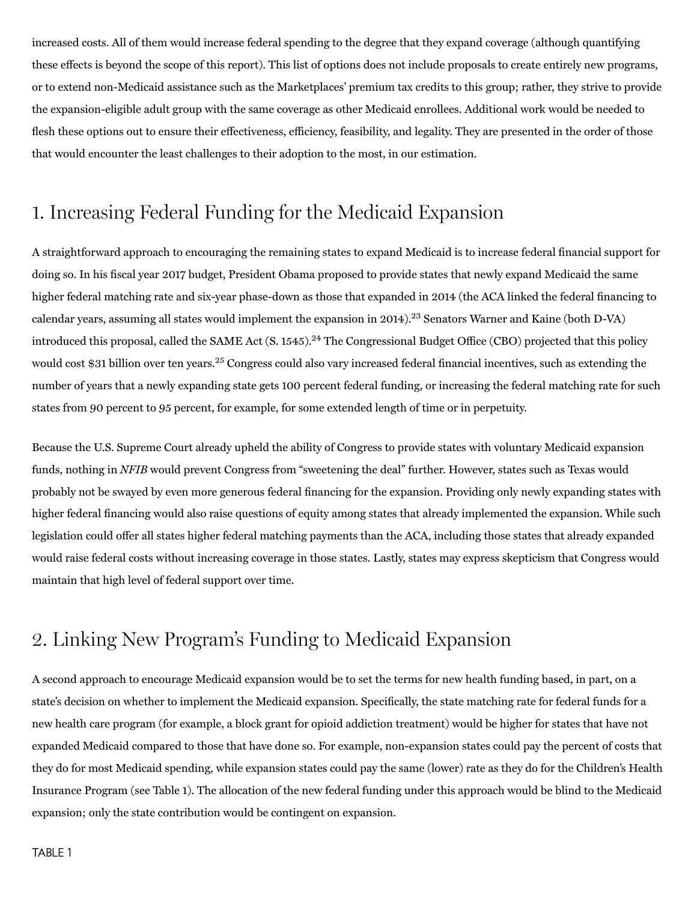increased costs. All of them would increase federal spending to the degree that they expand coverage (although quantifying these effects is beyond the scope of this report). This list of options does not include proposals to create entirely new programs, or to extend non-Medicaid assistance such as the Marketplaces' premium tax credits to this group; rather, they strive to provide the expansion-eligible adult group with the same coverage as other Medicaid enrollees. Additional work would be needed to flesh these options out to ensure their effectiveness, efficiency, feasibility, and legality. They are presented in the order of those that would encounter the least challenges to their adoption to the most, in our estimation.

## 1. Increasing Federal Funding for the Medicaid Expansion

A straightforward approach to encouraging the remaining states to expand Medicaid is to increase federal financial support for doing so. In his fiscal year 2017 budget, President Obama proposed to provide states that newly expand Medicaid the same higher federal matching rate and six-year phase-down as those that expanded in 2014 (the ACA linked the federal financing to calendar years, assuming all states would implement the expansion in 2014).[23] Senators Warner and Kaine (both D-VA) introduced this proposal, called the SAME Act (S. 1545).[24] The Congressional Budget Office (CBO) projected that this policy would cost $31 billion over ten years.[25] Congress could also vary increased federal financial incentives, such as extending the number of years that a newly expanding state gets 100 percent federal funding, or increasing the federal matching rate for such states from 90 percent to 95 percent, for example, for some extended length of time or in perpetuity.

Because the U.S. Supreme Court already upheld the ability of Congress to provide states with voluntary Medicaid expansion funds, nothing in *NFIB* would prevent Congress from "sweetening the deal" further. However, states such as Texas would probably not be swayed by even more generous federal financing for the expansion. Providing only newly expanding states with higher federal financing would also raise questions of equity among states that already implemented the expansion. While such legislation could offer all states higher federal matching payments than the ACA, including those states that already expanded would raise federal costs without increasing coverage in those states. Lastly, states may express skepticism that Congress would maintain that high level of federal support over time.

## 2. Linking New Program's Funding to Medicaid Expansion

A second approach to encourage Medicaid expansion would be to set the terms for new health funding based, in part, on a state's decision on whether to implement the Medicaid expansion. Specifically, the state matching rate for federal funds for a new health care program (for example, a block grant for opioid addiction treatment) would be higher for states that have not expanded Medicaid compared to those that have done so. For example, non-expansion states could pay the percent of costs that they do for most Medicaid spending, while expansion states could pay the same (lower) rate as they do for the Children's Health Insurance Program (see Table 1). The allocation of the new federal funding under this approach would be blind to the Medicaid expansion; only the state contribution would be contingent on expansion.

TABLE 1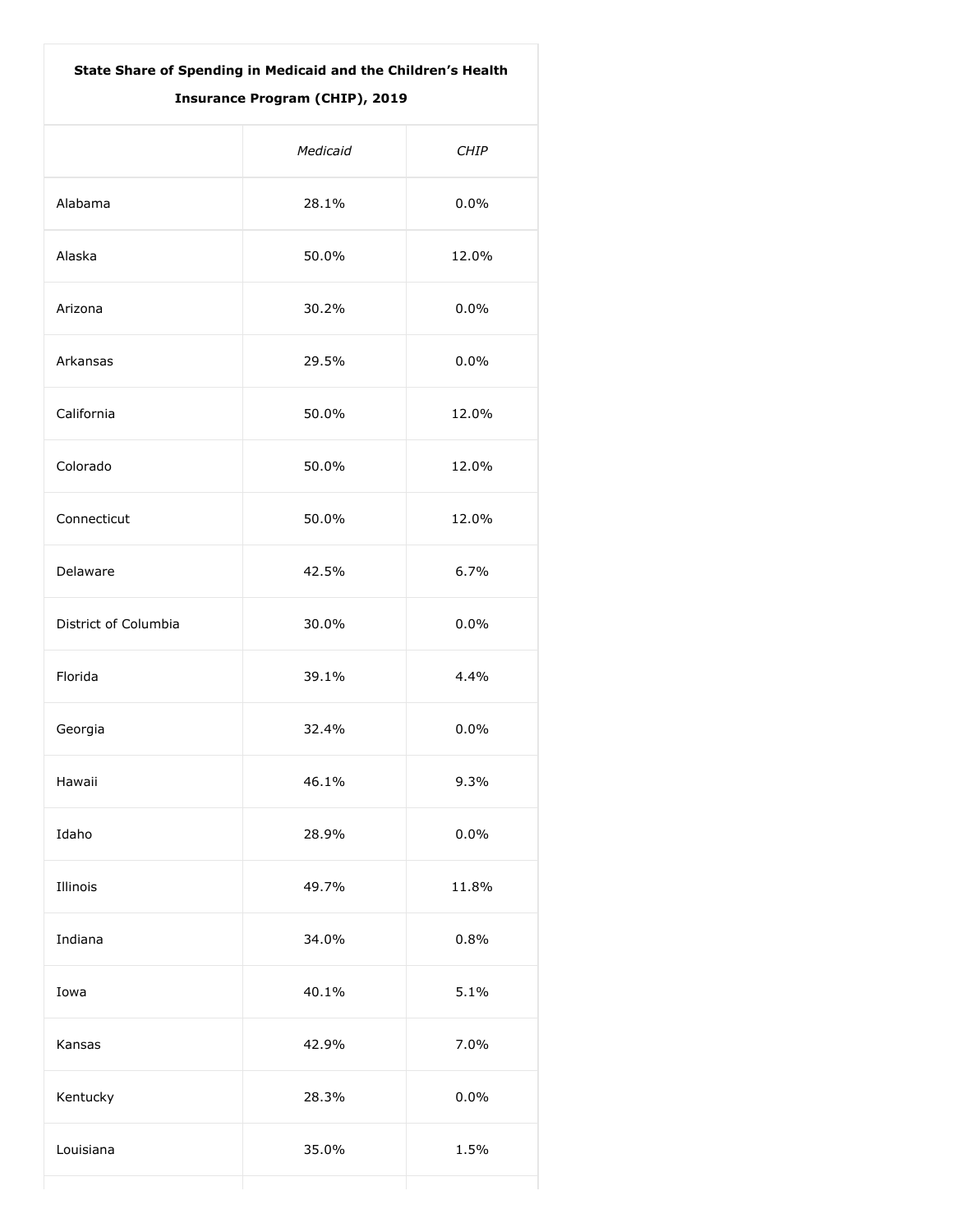| State Share of Spending in Medicaid and the Children's Health Insurance Program (CHIP), 2019 | | |
|---|---|---|
| | *Medicaid* | *CHIP* |
| Alabama | 28.1% | 0.0% |
| Alaska | 50.0% | 12.0% |
| Arizona | 30.2% | 0.0% |
| Arkansas | 29.5% | 0.0% |
| California | 50.0% | 12.0% |
| Colorado | 50.0% | 12.0% |
| Connecticut | 50.0% | 12.0% |
| Delaware | 42.5% | 6.7% |
| District of Columbia | 30.0% | 0.0% |
| Florida | 39.1% | 4.4% |
| Georgia | 32.4% | 0.0% |
| Hawaii | 46.1% | 9.3% |
| Idaho | 28.9% | 0.0% |
| Illinois | 49.7% | 11.8% |
| Indiana | 34.0% | 0.8% |
| Iowa | 40.1% | 5.1% |
| Kansas | 42.9% | 7.0% |
| Kentucky | 28.3% | 0.0% |
| Louisiana | 35.0% | 1.5% |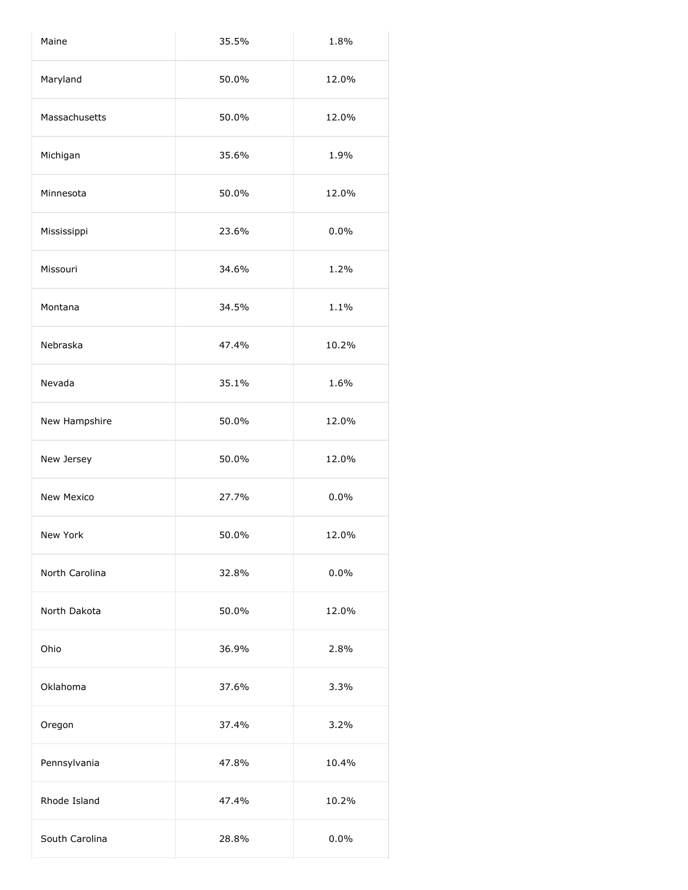| | | |
|---|---|---|
| Maine | 35.5% | 1.8% |
| Maryland | 50.0% | 12.0% |
| Massachusetts | 50.0% | 12.0% |
| Michigan | 35.6% | 1.9% |
| Minnesota | 50.0% | 12.0% |
| Mississippi | 23.6% | 0.0% |
| Missouri | 34.6% | 1.2% |
| Montana | 34.5% | 1.1% |
| Nebraska | 47.4% | 10.2% |
| Nevada | 35.1% | 1.6% |
| New Hampshire | 50.0% | 12.0% |
| New Jersey | 50.0% | 12.0% |
| New Mexico | 27.7% | 0.0% |
| New York | 50.0% | 12.0% |
| North Carolina | 32.8% | 0.0% |
| North Dakota | 50.0% | 12.0% |
| Ohio | 36.9% | 2.8% |
| Oklahoma | 37.6% | 3.3% |
| Oregon | 37.4% | 3.2% |
| Pennsylvania | 47.8% | 10.4% |
| Rhode Island | 47.4% | 10.2% |
| South Carolina | 28.8% | 0.0% |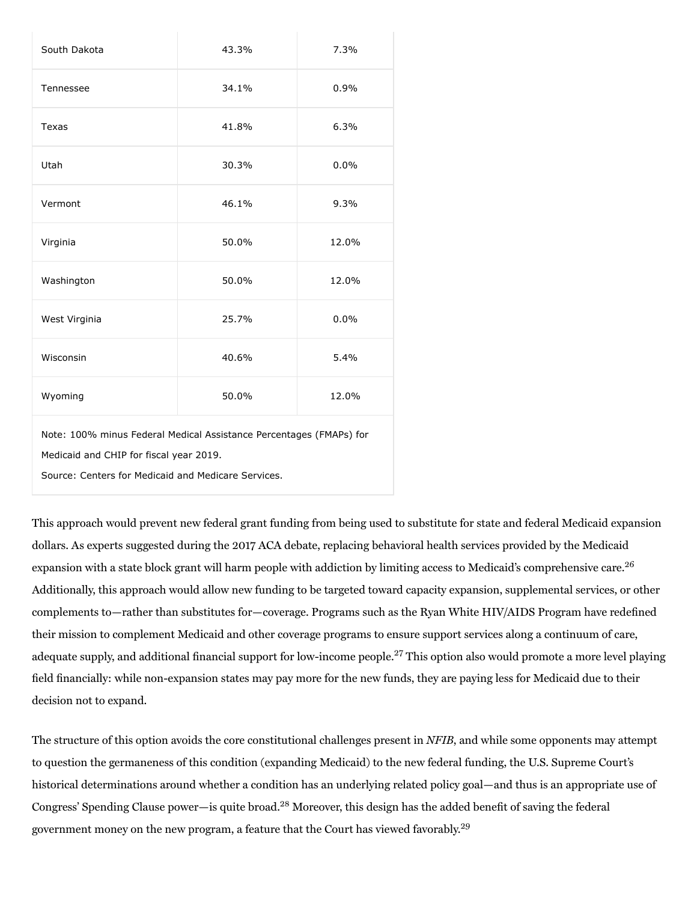| | | |
|---|---|---|
| South Dakota | 43.3% | 7.3% |
| Tennessee | 34.1% | 0.9% |
| Texas | 41.8% | 6.3% |
| Utah | 30.3% | 0.0% |
| Vermont | 46.1% | 9.3% |
| Virginia | 50.0% | 12.0% |
| Washington | 50.0% | 12.0% |
| West Virginia | 25.7% | 0.0% |
| Wisconsin | 40.6% | 5.4% |
| Wyoming | 50.0% | 12.0% |

Note: 100% minus Federal Medical Assistance Percentages (FMAPs) for Medicaid and CHIP for fiscal year 2019.
Source: Centers for Medicaid and Medicare Services.

This approach would prevent new federal grant funding from being used to substitute for state and federal Medicaid expansion dollars. As experts suggested during the 2017 ACA debate, replacing behavioral health services provided by the Medicaid expansion with a state block grant will harm people with addiction by limiting access to Medicaid's comprehensive care.[26] Additionally, this approach would allow new funding to be targeted toward capacity expansion, supplemental services, or other complements to—rather than substitutes for—coverage. Programs such as the Ryan White HIV/AIDS Program have redefined their mission to complement Medicaid and other coverage programs to ensure support services along a continuum of care, adequate supply, and additional financial support for low-income people.[27] This option also would promote a more level playing field financially: while non-expansion states may pay more for the new funds, they are paying less for Medicaid due to their decision not to expand.

The structure of this option avoids the core constitutional challenges present in *NFIB*, and while some opponents may attempt to question the germaneness of this condition (expanding Medicaid) to the new federal funding, the U.S. Supreme Court's historical determinations around whether a condition has an underlying related policy goal—and thus is an appropriate use of Congress' Spending Clause power—is quite broad.[28] Moreover, this design has the added benefit of saving the federal government money on the new program, a feature that the Court has viewed favorably.[29]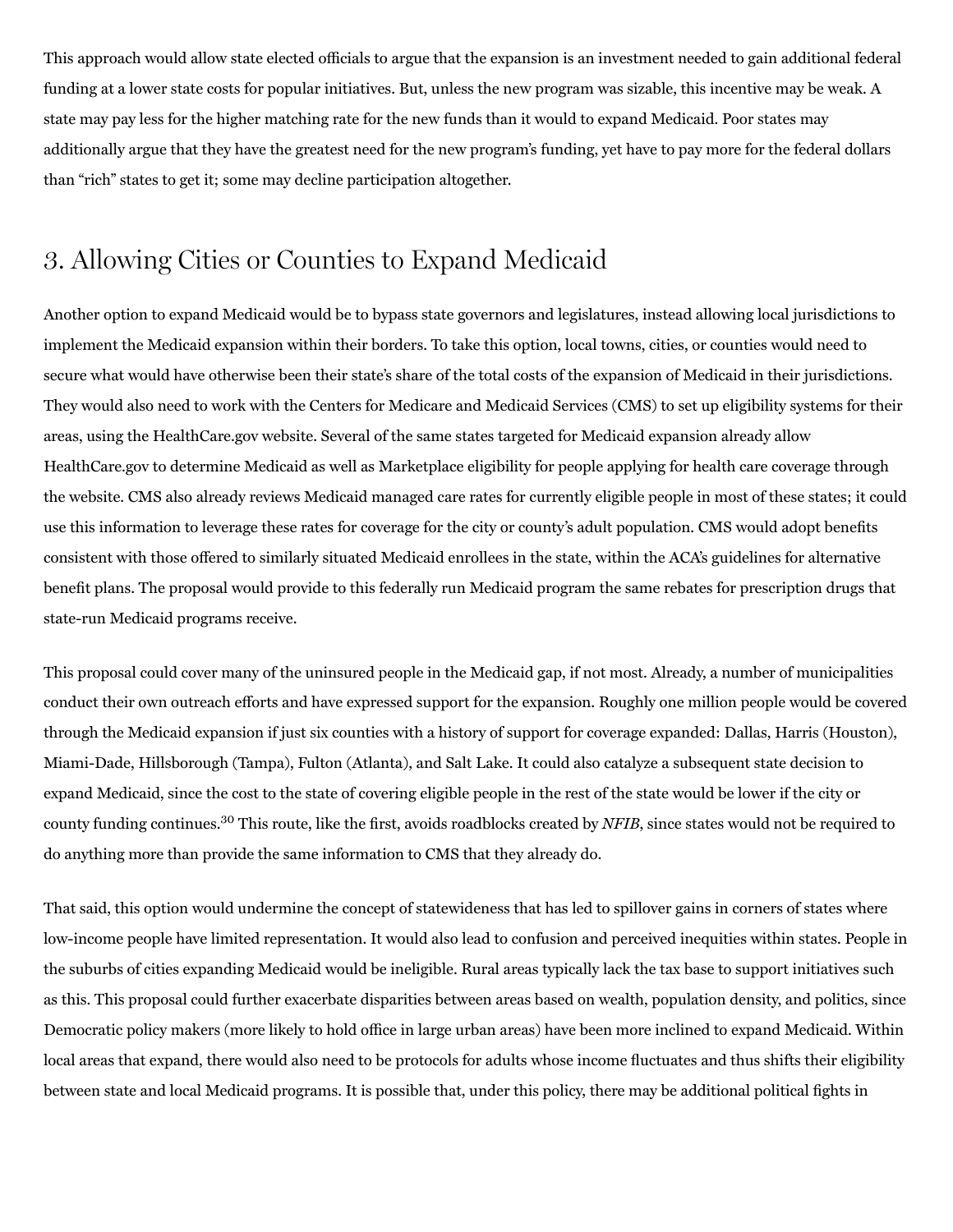This approach would allow state elected officials to argue that the expansion is an investment needed to gain additional federal funding at a lower state costs for popular initiatives. But, unless the new program was sizable, this incentive may be weak. A state may pay less for the higher matching rate for the new funds than it would to expand Medicaid. Poor states may additionally argue that they have the greatest need for the new program's funding, yet have to pay more for the federal dollars than "rich" states to get it; some may decline participation altogether.

## 3. Allowing Cities or Counties to Expand Medicaid

Another option to expand Medicaid would be to bypass state governors and legislatures, instead allowing local jurisdictions to implement the Medicaid expansion within their borders. To take this option, local towns, cities, or counties would need to secure what would have otherwise been their state's share of the total costs of the expansion of Medicaid in their jurisdictions. They would also need to work with the Centers for Medicare and Medicaid Services (CMS) to set up eligibility systems for their areas, using the HealthCare.gov website. Several of the same states targeted for Medicaid expansion already allow HealthCare.gov to determine Medicaid as well as Marketplace eligibility for people applying for health care coverage through the website. CMS also already reviews Medicaid managed care rates for currently eligible people in most of these states; it could use this information to leverage these rates for coverage for the city or county's adult population. CMS would adopt benefits consistent with those offered to similarly situated Medicaid enrollees in the state, within the ACA's guidelines for alternative benefit plans. The proposal would provide to this federally run Medicaid program the same rebates for prescription drugs that state-run Medicaid programs receive.

This proposal could cover many of the uninsured people in the Medicaid gap, if not most. Already, a number of municipalities conduct their own outreach efforts and have expressed support for the expansion. Roughly one million people would be covered through the Medicaid expansion if just six counties with a history of support for coverage expanded: Dallas, Harris (Houston), Miami-Dade, Hillsborough (Tampa), Fulton (Atlanta), and Salt Lake. It could also catalyze a subsequent state decision to expand Medicaid, since the cost to the state of covering eligible people in the rest of the state would be lower if the city or county funding continues.[30] This route, like the first, avoids roadblocks created by *NFIB*, since states would not be required to do anything more than provide the same information to CMS that they already do.

That said, this option would undermine the concept of statewideness that has led to spillover gains in corners of states where low-income people have limited representation. It would also lead to confusion and perceived inequities within states. People in the suburbs of cities expanding Medicaid would be ineligible. Rural areas typically lack the tax base to support initiatives such as this. This proposal could further exacerbate disparities between areas based on wealth, population density, and politics, since Democratic policy makers (more likely to hold office in large urban areas) have been more inclined to expand Medicaid. Within local areas that expand, there would also need to be protocols for adults whose income fluctuates and thus shifts their eligibility between state and local Medicaid programs. It is possible that, under this policy, there may be additional political fights in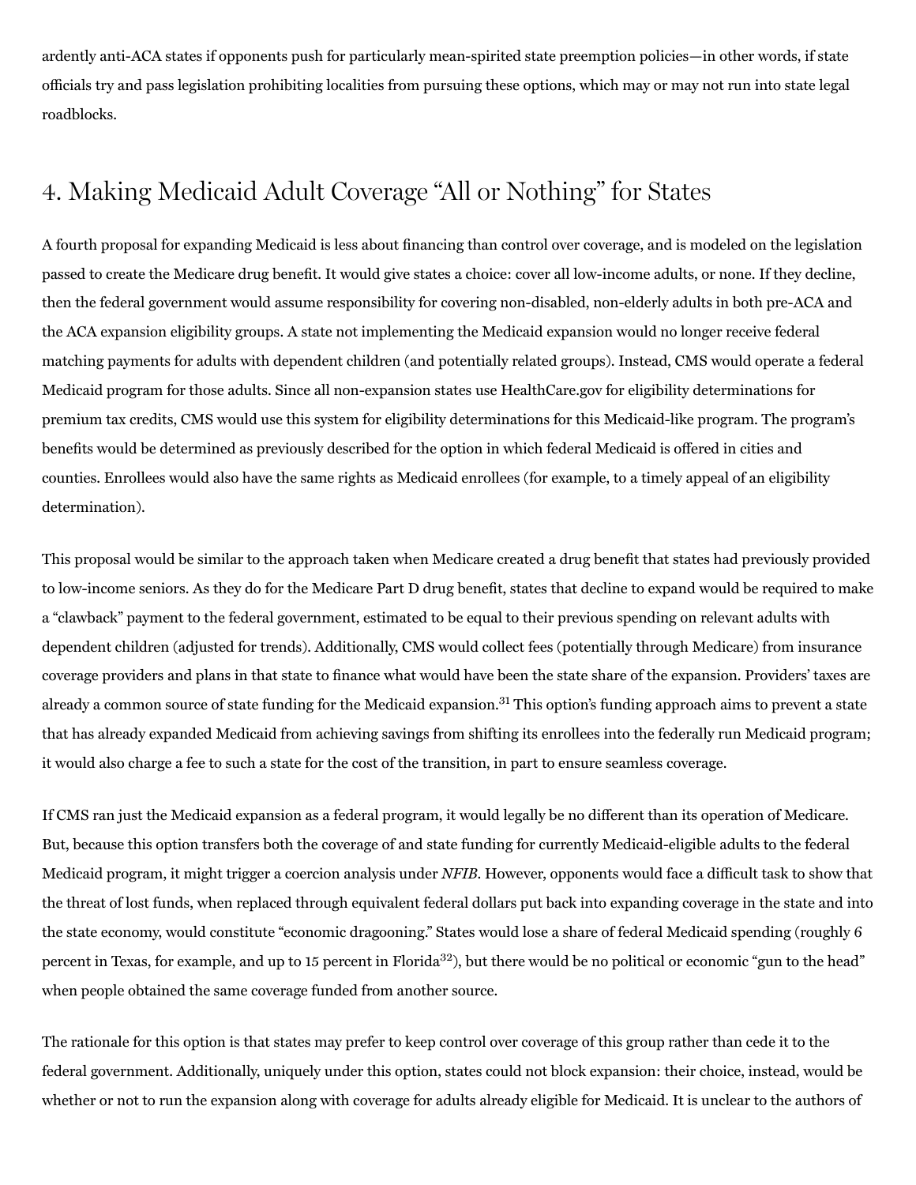ardently anti-ACA states if opponents push for particularly mean-spirited state preemption policies—in other words, if state officials try and pass legislation prohibiting localities from pursuing these options, which may or may not run into state legal roadblocks.

## 4. Making Medicaid Adult Coverage "All or Nothing" for States

A fourth proposal for expanding Medicaid is less about financing than control over coverage, and is modeled on the legislation passed to create the Medicare drug benefit. It would give states a choice: cover all low-income adults, or none. If they decline, then the federal government would assume responsibility for covering non-disabled, non-elderly adults in both pre-ACA and the ACA expansion eligibility groups. A state not implementing the Medicaid expansion would no longer receive federal matching payments for adults with dependent children (and potentially related groups). Instead, CMS would operate a federal Medicaid program for those adults. Since all non-expansion states use HealthCare.gov for eligibility determinations for premium tax credits, CMS would use this system for eligibility determinations for this Medicaid-like program. The program's benefits would be determined as previously described for the option in which federal Medicaid is offered in cities and counties. Enrollees would also have the same rights as Medicaid enrollees (for example, to a timely appeal of an eligibility determination).

This proposal would be similar to the approach taken when Medicare created a drug benefit that states had previously provided to low-income seniors. As they do for the Medicare Part D drug benefit, states that decline to expand would be required to make a "clawback" payment to the federal government, estimated to be equal to their previous spending on relevant adults with dependent children (adjusted for trends). Additionally, CMS would collect fees (potentially through Medicare) from insurance coverage providers and plans in that state to finance what would have been the state share of the expansion. Providers' taxes are already a common source of state funding for the Medicaid expansion.[31] This option's funding approach aims to prevent a state that has already expanded Medicaid from achieving savings from shifting its enrollees into the federally run Medicaid program; it would also charge a fee to such a state for the cost of the transition, in part to ensure seamless coverage.

If CMS ran just the Medicaid expansion as a federal program, it would legally be no different than its operation of Medicare. But, because this option transfers both the coverage of and state funding for currently Medicaid-eligible adults to the federal Medicaid program, it might trigger a coercion analysis under *NFIB*. However, opponents would face a difficult task to show that the threat of lost funds, when replaced through equivalent federal dollars put back into expanding coverage in the state and into the state economy, would constitute "economic dragooning." States would lose a share of federal Medicaid spending (roughly 6 percent in Texas, for example, and up to 15 percent in Florida[32]), but there would be no political or economic "gun to the head" when people obtained the same coverage funded from another source.

The rationale for this option is that states may prefer to keep control over coverage of this group rather than cede it to the federal government. Additionally, uniquely under this option, states could not block expansion: their choice, instead, would be whether or not to run the expansion along with coverage for adults already eligible for Medicaid. It is unclear to the authors of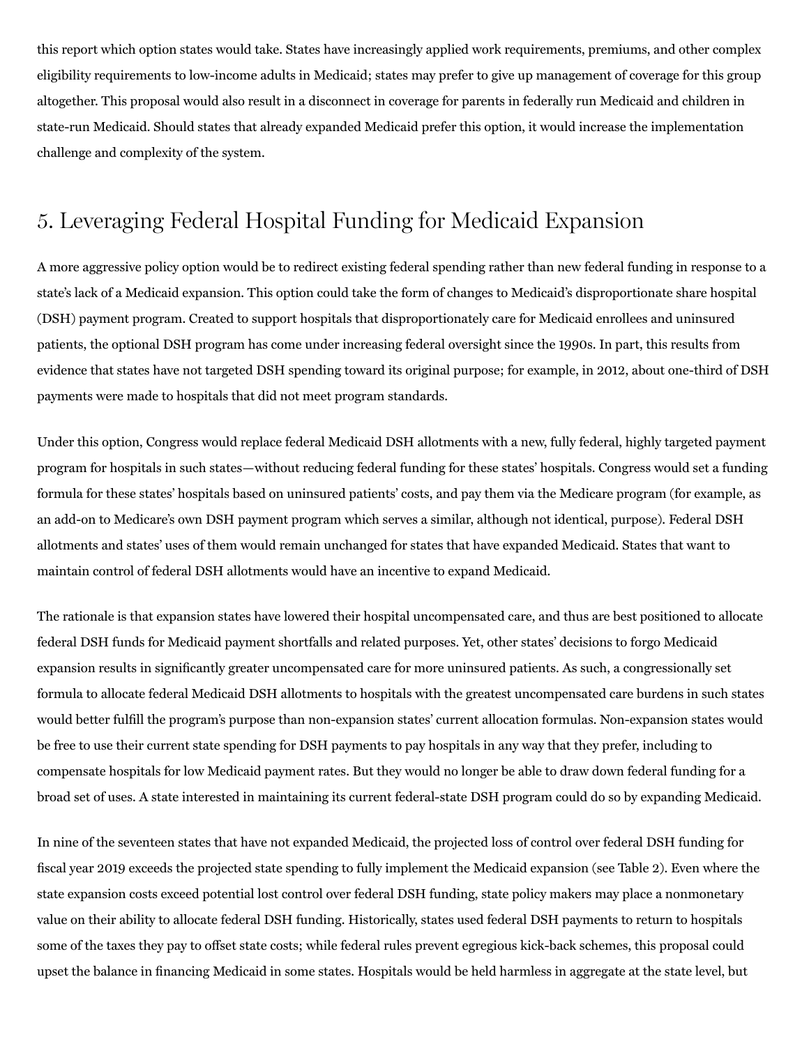this report which option states would take. States have increasingly applied work requirements, premiums, and other complex eligibility requirements to low-income adults in Medicaid; states may prefer to give up management of coverage for this group altogether. This proposal would also result in a disconnect in coverage for parents in federally run Medicaid and children in state-run Medicaid. Should states that already expanded Medicaid prefer this option, it would increase the implementation challenge and complexity of the system.

## 5. Leveraging Federal Hospital Funding for Medicaid Expansion

A more aggressive policy option would be to redirect existing federal spending rather than new federal funding in response to a state's lack of a Medicaid expansion. This option could take the form of changes to Medicaid's disproportionate share hospital (DSH) payment program. Created to support hospitals that disproportionately care for Medicaid enrollees and uninsured patients, the optional DSH program has come under increasing federal oversight since the 1990s. In part, this results from evidence that states have not targeted DSH spending toward its original purpose; for example, in 2012, about one-third of DSH payments were made to hospitals that did not meet program standards.

Under this option, Congress would replace federal Medicaid DSH allotments with a new, fully federal, highly targeted payment program for hospitals in such states—without reducing federal funding for these states' hospitals. Congress would set a funding formula for these states' hospitals based on uninsured patients' costs, and pay them via the Medicare program (for example, as an add-on to Medicare's own DSH payment program which serves a similar, although not identical, purpose). Federal DSH allotments and states' uses of them would remain unchanged for states that have expanded Medicaid. States that want to maintain control of federal DSH allotments would have an incentive to expand Medicaid.

The rationale is that expansion states have lowered their hospital uncompensated care, and thus are best positioned to allocate federal DSH funds for Medicaid payment shortfalls and related purposes. Yet, other states' decisions to forgo Medicaid expansion results in significantly greater uncompensated care for more uninsured patients. As such, a congressionally set formula to allocate federal Medicaid DSH allotments to hospitals with the greatest uncompensated care burdens in such states would better fulfill the program's purpose than non-expansion states' current allocation formulas. Non-expansion states would be free to use their current state spending for DSH payments to pay hospitals in any way that they prefer, including to compensate hospitals for low Medicaid payment rates. But they would no longer be able to draw down federal funding for a broad set of uses. A state interested in maintaining its current federal-state DSH program could do so by expanding Medicaid.

In nine of the seventeen states that have not expanded Medicaid, the projected loss of control over federal DSH funding for fiscal year 2019 exceeds the projected state spending to fully implement the Medicaid expansion (see Table 2). Even where the state expansion costs exceed potential lost control over federal DSH funding, state policy makers may place a nonmonetary value on their ability to allocate federal DSH funding. Historically, states used federal DSH payments to return to hospitals some of the taxes they pay to offset state costs; while federal rules prevent egregious kick-back schemes, this proposal could upset the balance in financing Medicaid in some states. Hospitals would be held harmless in aggregate at the state level, but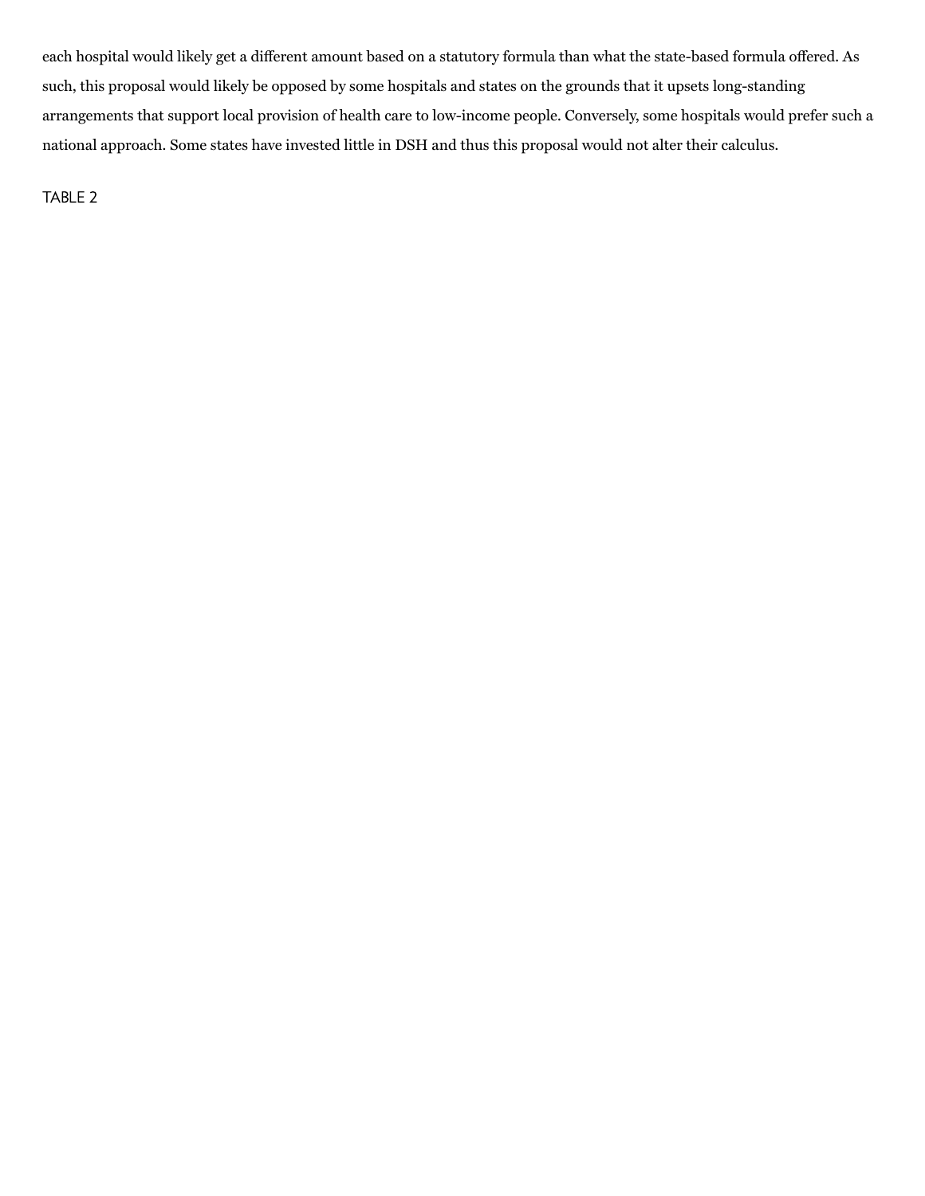each hospital would likely get a different amount based on a statutory formula than what the state-based formula offered. As such, this proposal would likely be opposed by some hospitals and states on the grounds that it upsets long-standing arrangements that support local provision of health care to low-income people. Conversely, some hospitals would prefer such a national approach. Some states have invested little in DSH and thus this proposal would not alter their calculus.

TABLE 2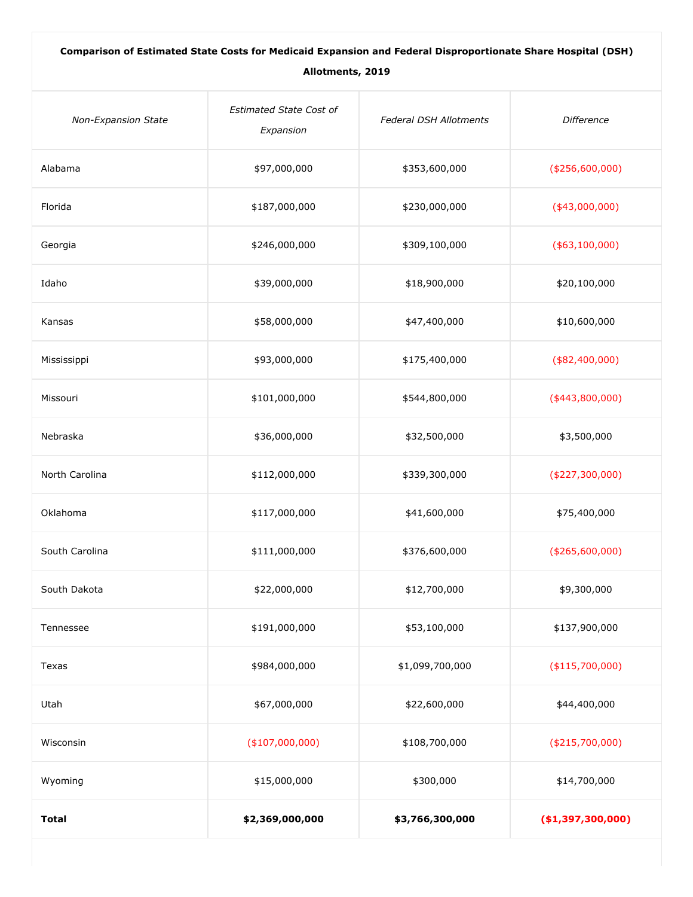| **Comparison of Estimated State Costs for Medicaid Expansion and Federal Disproportionate Share Hospital (DSH) Allotments, 2019** | | | |
|---|---|---|---|
| *Non-Expansion State* | *Estimated State Cost of Expansion* | *Federal DSH Allotments* | *Difference* |
| Alabama | $97,000,000 | $353,600,000 | ($256,600,000) |
| Florida | $187,000,000 | $230,000,000 | ($43,000,000) |
| Georgia | $246,000,000 | $309,100,000 | ($63,100,000) |
| Idaho | $39,000,000 | $18,900,000 | $20,100,000 |
| Kansas | $58,000,000 | $47,400,000 | $10,600,000 |
| Mississippi | $93,000,000 | $175,400,000 | ($82,400,000) |
| Missouri | $101,000,000 | $544,800,000 | ($443,800,000) |
| Nebraska | $36,000,000 | $32,500,000 | $3,500,000 |
| North Carolina | $112,000,000 | $339,300,000 | ($227,300,000) |
| Oklahoma | $117,000,000 | $41,600,000 | $75,400,000 |
| South Carolina | $111,000,000 | $376,600,000 | ($265,600,000) |
| South Dakota | $22,000,000 | $12,700,000 | $9,300,000 |
| Tennessee | $191,000,000 | $53,100,000 | $137,900,000 |
| Texas | $984,000,000 | $1,099,700,000 | ($115,700,000) |
| Utah | $67,000,000 | $22,600,000 | $44,400,000 |
| Wisconsin | ($107,000,000) | $108,700,000 | ($215,700,000) |
| Wyoming | $15,000,000 | $300,000 | $14,700,000 |
| **Total** | **$2,369,000,000** | **$3,766,300,000** | **($1,397,300,000)** |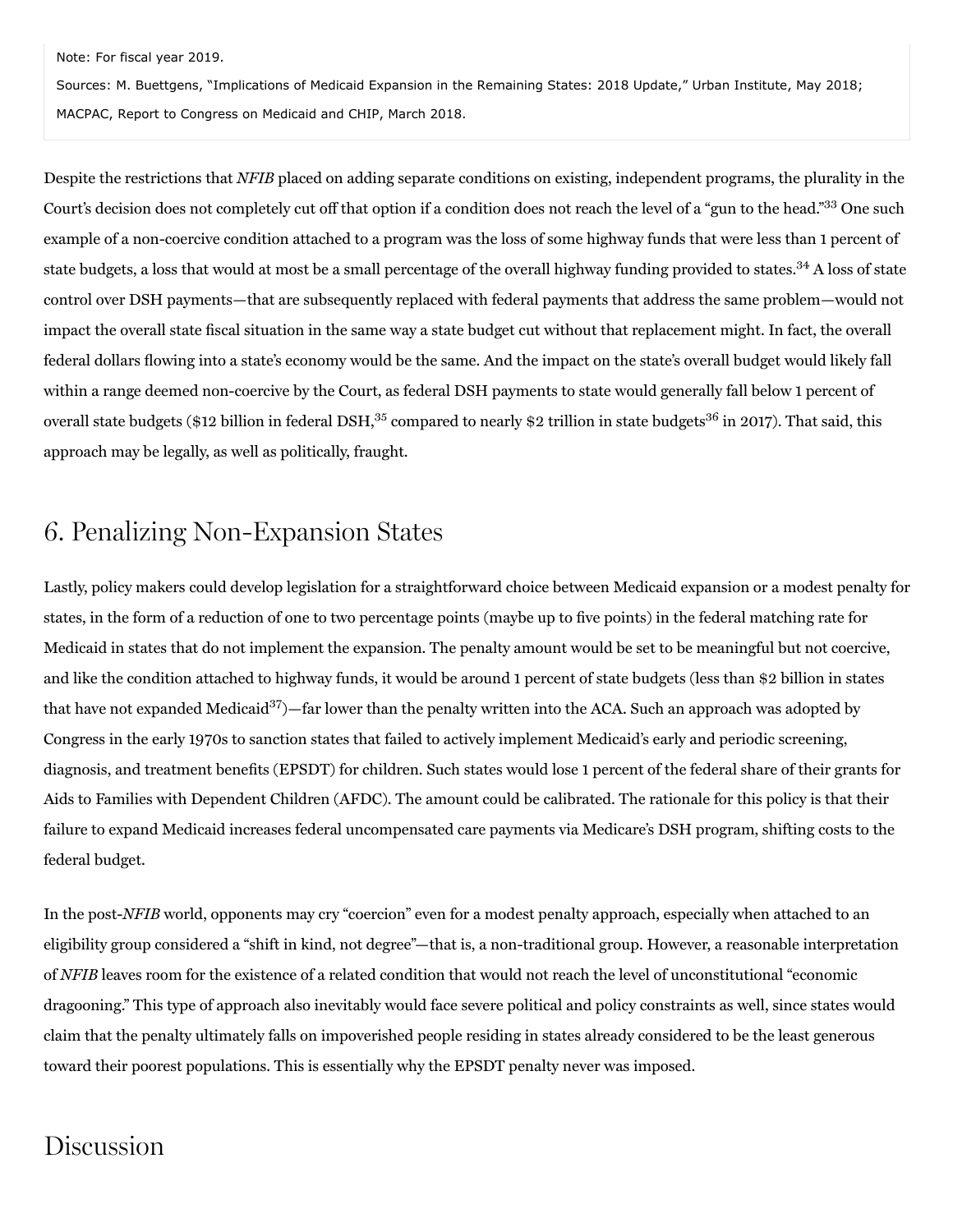Note: For fiscal year 2019.

Sources: M. Buettgens, "Implications of Medicaid Expansion in the Remaining States: 2018 Update," Urban Institute, May 2018; MACPAC, Report to Congress on Medicaid and CHIP, March 2018.

Despite the restrictions that *NFIB* placed on adding separate conditions on existing, independent programs, the plurality in the Court's decision does not completely cut off that option if a condition does not reach the level of a "gun to the head."[33] One such example of a non-coercive condition attached to a program was the loss of some highway funds that were less than 1 percent of state budgets, a loss that would at most be a small percentage of the overall highway funding provided to states.[34] A loss of state control over DSH payments—that are subsequently replaced with federal payments that address the same problem—would not impact the overall state fiscal situation in the same way a state budget cut without that replacement might. In fact, the overall federal dollars flowing into a state's economy would be the same. And the impact on the state's overall budget would likely fall within a range deemed non-coercive by the Court, as federal DSH payments to state would generally fall below 1 percent of overall state budgets ($12 billion in federal DSH,[35] compared to nearly $2 trillion in state budgets[36] in 2017). That said, this approach may be legally, as well as politically, fraught.

## 6. Penalizing Non-Expansion States

Lastly, policy makers could develop legislation for a straightforward choice between Medicaid expansion or a modest penalty for states, in the form of a reduction of one to two percentage points (maybe up to five points) in the federal matching rate for Medicaid in states that do not implement the expansion. The penalty amount would be set to be meaningful but not coercive, and like the condition attached to highway funds, it would be around 1 percent of state budgets (less than $2 billion in states that have not expanded Medicaid[37])—far lower than the penalty written into the ACA. Such an approach was adopted by Congress in the early 1970s to sanction states that failed to actively implement Medicaid's early and periodic screening, diagnosis, and treatment benefits (EPSDT) for children. Such states would lose 1 percent of the federal share of their grants for Aids to Families with Dependent Children (AFDC). The amount could be calibrated. The rationale for this policy is that their failure to expand Medicaid increases federal uncompensated care payments via Medicare's DSH program, shifting costs to the federal budget.

In the post-*NFIB* world, opponents may cry "coercion" even for a modest penalty approach, especially when attached to an eligibility group considered a "shift in kind, not degree"—that is, a non-traditional group. However, a reasonable interpretation of *NFIB* leaves room for the existence of a related condition that would not reach the level of unconstitutional "economic dragooning." This type of approach also inevitably would face severe political and policy constraints as well, since states would claim that the penalty ultimately falls on impoverished people residing in states already considered to be the least generous toward their poorest populations. This is essentially why the EPSDT penalty never was imposed.

## Discussion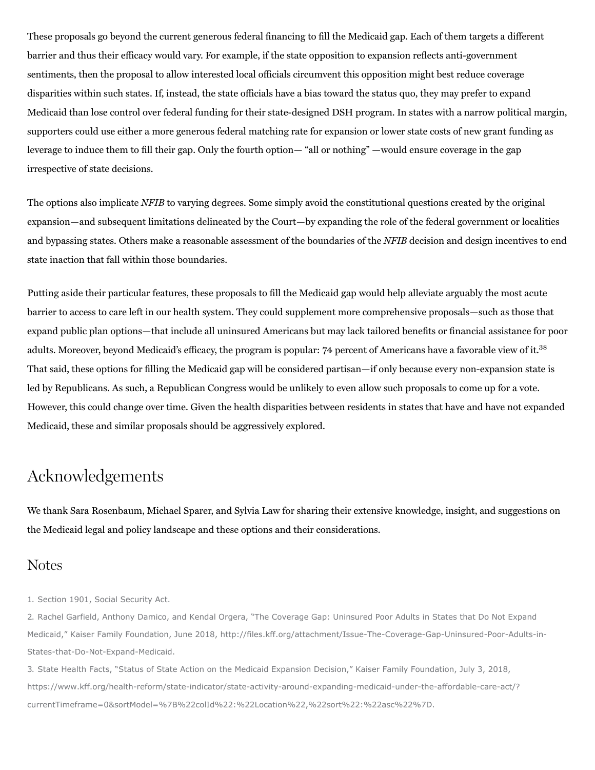These proposals go beyond the current generous federal financing to fill the Medicaid gap. Each of them targets a different barrier and thus their efficacy would vary. For example, if the state opposition to expansion reflects anti-government sentiments, then the proposal to allow interested local officials circumvent this opposition might best reduce coverage disparities within such states. If, instead, the state officials have a bias toward the status quo, they may prefer to expand Medicaid than lose control over federal funding for their state-designed DSH program. In states with a narrow political margin, supporters could use either a more generous federal matching rate for expansion or lower state costs of new grant funding as leverage to induce them to fill their gap. Only the fourth option— "all or nothing" —would ensure coverage in the gap irrespective of state decisions.

The options also implicate *NFIB* to varying degrees. Some simply avoid the constitutional questions created by the original expansion—and subsequent limitations delineated by the Court—by expanding the role of the federal government or localities and bypassing states. Others make a reasonable assessment of the boundaries of the *NFIB* decision and design incentives to end state inaction that fall within those boundaries.

Putting aside their particular features, these proposals to fill the Medicaid gap would help alleviate arguably the most acute barrier to access to care left in our health system. They could supplement more comprehensive proposals—such as those that expand public plan options—that include all uninsured Americans but may lack tailored benefits or financial assistance for poor adults. Moreover, beyond Medicaid's efficacy, the program is popular: 74 percent of Americans have a favorable view of it.[38] That said, these options for filling the Medicaid gap will be considered partisan—if only because every non-expansion state is led by Republicans. As such, a Republican Congress would be unlikely to even allow such proposals to come up for a vote. However, this could change over time. Given the health disparities between residents in states that have and have not expanded Medicaid, these and similar proposals should be aggressively explored.

## Acknowledgements

We thank Sara Rosenbaum, Michael Sparer, and Sylvia Law for sharing their extensive knowledge, insight, and suggestions on the Medicaid legal and policy landscape and these options and their considerations.

## Notes

1. Section 1901, Social Security Act.
2. Rachel Garfield, Anthony Damico, and Kendal Orgera, "The Coverage Gap: Uninsured Poor Adults in States that Do Not Expand Medicaid," Kaiser Family Foundation, June 2018, http://files.kff.org/attachment/Issue-The-Coverage-Gap-Uninsured-Poor-Adults-in-States-that-Do-Not-Expand-Medicaid.
3. State Health Facts, "Status of State Action on the Medicaid Expansion Decision," Kaiser Family Foundation, July 3, 2018, https://www.kff.org/health-reform/state-indicator/state-activity-around-expanding-medicaid-under-the-affordable-care-act/?currentTimeframe=0&sortModel=%7B%22colId%22:%22Location%22,%22sort%22:%22asc%22%7D.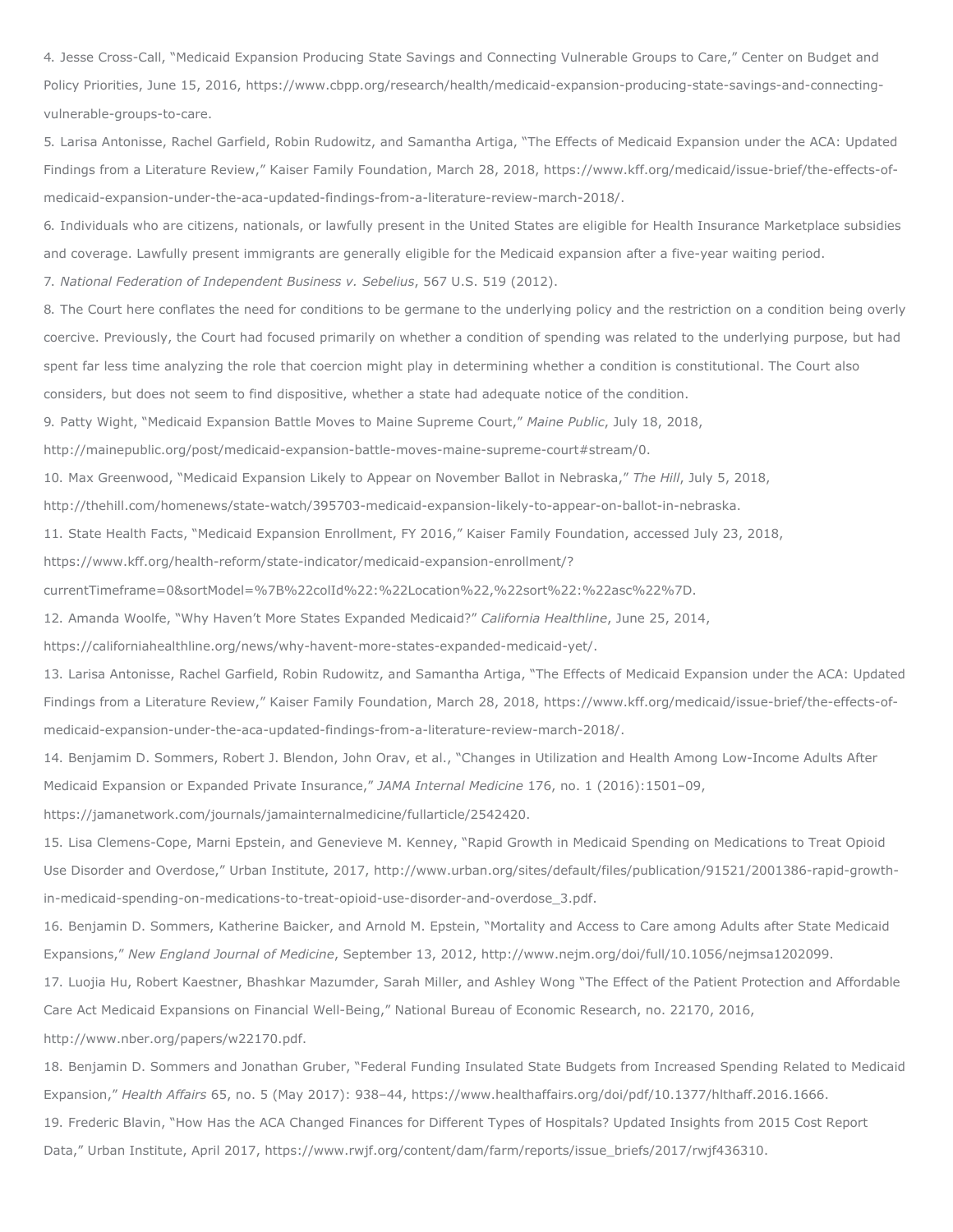4. Jesse Cross-Call, "Medicaid Expansion Producing State Savings and Connecting Vulnerable Groups to Care," Center on Budget and Policy Priorities, June 15, 2016, https://www.cbpp.org/research/health/medicaid-expansion-producing-state-savings-and-connecting-vulnerable-groups-to-care.

5. Larisa Antonisse, Rachel Garfield, Robin Rudowitz, and Samantha Artiga, "The Effects of Medicaid Expansion under the ACA: Updated Findings from a Literature Review," Kaiser Family Foundation, March 28, 2018, https://www.kff.org/medicaid/issue-brief/the-effects-of-medicaid-expansion-under-the-aca-updated-findings-from-a-literature-review-march-2018/.

6. Individuals who are citizens, nationals, or lawfully present in the United States are eligible for Health Insurance Marketplace subsidies and coverage. Lawfully present immigrants are generally eligible for the Medicaid expansion after a five-year waiting period.

7. *National Federation of Independent Business v. Sebelius*, 567 U.S. 519 (2012).

8. The Court here conflates the need for conditions to be germane to the underlying policy and the restriction on a condition being overly coercive. Previously, the Court had focused primarily on whether a condition of spending was related to the underlying purpose, but had spent far less time analyzing the role that coercion might play in determining whether a condition is constitutional. The Court also considers, but does not seem to find dispositive, whether a state had adequate notice of the condition.

9. Patty Wight, "Medicaid Expansion Battle Moves to Maine Supreme Court," *Maine Public*, July 18, 2018, http://mainepublic.org/post/medicaid-expansion-battle-moves-maine-supreme-court#stream/0.

10. Max Greenwood, "Medicaid Expansion Likely to Appear on November Ballot in Nebraska," *The Hill*, July 5, 2018, http://thehill.com/homenews/state-watch/395703-medicaid-expansion-likely-to-appear-on-ballot-in-nebraska.

11. State Health Facts, "Medicaid Expansion Enrollment, FY 2016," Kaiser Family Foundation, accessed July 23, 2018, https://www.kff.org/health-reform/state-indicator/medicaid-expansion-enrollment/?currentTimeframe=0&sortModel=%7B%22colId%22:%22Location%22,%22sort%22:%22asc%22%7D.

12. Amanda Woolfe, "Why Haven't More States Expanded Medicaid?" *California Healthline*, June 25, 2014, https://californiahealthline.org/news/why-havent-more-states-expanded-medicaid-yet/.

13. Larisa Antonisse, Rachel Garfield, Robin Rudowitz, and Samantha Artiga, "The Effects of Medicaid Expansion under the ACA: Updated Findings from a Literature Review," Kaiser Family Foundation, March 28, 2018, https://www.kff.org/medicaid/issue-brief/the-effects-of-medicaid-expansion-under-the-aca-updated-findings-from-a-literature-review-march-2018/.

14. Benjamim D. Sommers, Robert J. Blendon, John Orav, et al., "Changes in Utilization and Health Among Low-Income Adults After Medicaid Expansion or Expanded Private Insurance," *JAMA Internal Medicine* 176, no. 1 (2016):1501–09, https://jamanetwork.com/journals/jamainternalmedicine/fullarticle/2542420.

15. Lisa Clemens-Cope, Marni Epstein, and Genevieve M. Kenney, "Rapid Growth in Medicaid Spending on Medications to Treat Opioid Use Disorder and Overdose," Urban Institute, 2017, http://www.urban.org/sites/default/files/publication/91521/2001386-rapid-growth-in-medicaid-spending-on-medications-to-treat-opioid-use-disorder-and-overdose_3.pdf.

16. Benjamin D. Sommers, Katherine Baicker, and Arnold M. Epstein, "Mortality and Access to Care among Adults after State Medicaid Expansions," *New England Journal of Medicine*, September 13, 2012, http://www.nejm.org/doi/full/10.1056/nejmsa1202099.

17. Luojia Hu, Robert Kaestner, Bhashkar Mazumder, Sarah Miller, and Ashley Wong "The Effect of the Patient Protection and Affordable Care Act Medicaid Expansions on Financial Well-Being," National Bureau of Economic Research, no. 22170, 2016, http://www.nber.org/papers/w22170.pdf.

18. Benjamin D. Sommers and Jonathan Gruber, "Federal Funding Insulated State Budgets from Increased Spending Related to Medicaid Expansion," *Health Affairs* 65, no. 5 (May 2017): 938–44, https://www.healthaffairs.org/doi/pdf/10.1377/hlthaff.2016.1666.

19. Frederic Blavin, "How Has the ACA Changed Finances for Different Types of Hospitals? Updated Insights from 2015 Cost Report Data," Urban Institute, April 2017, https://www.rwjf.org/content/dam/farm/reports/issue_briefs/2017/rwjf436310.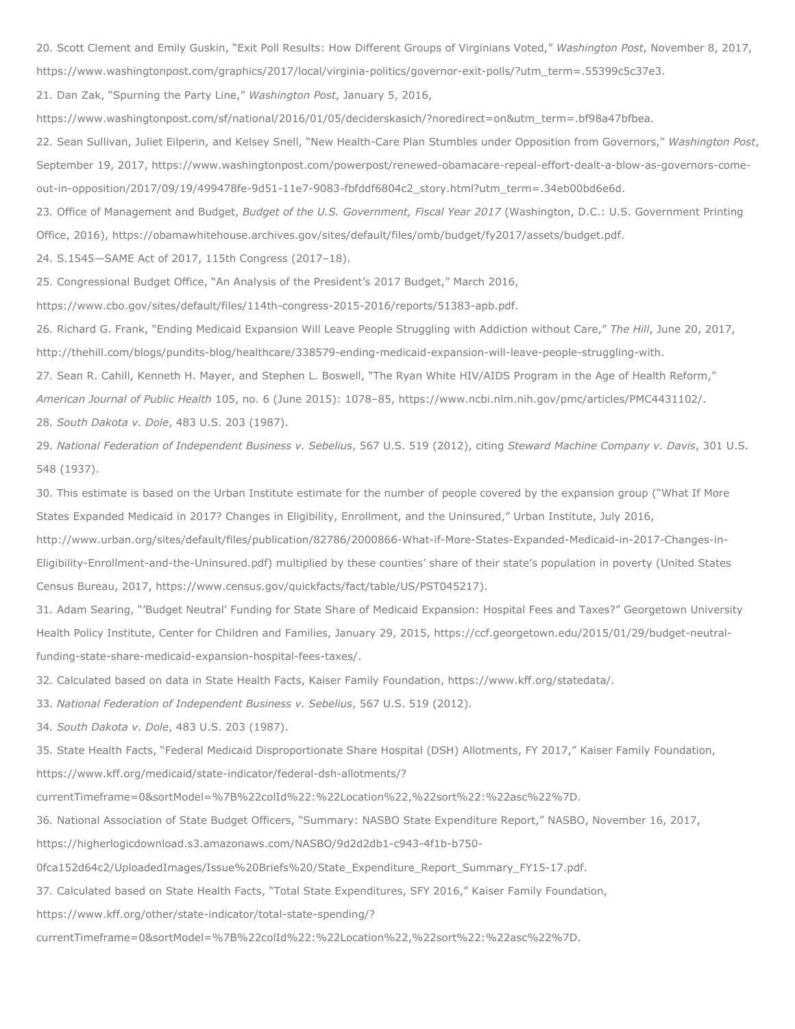20. Scott Clement and Emily Guskin, "Exit Poll Results: How Different Groups of Virginians Voted," *Washington Post*, November 8, 2017, https://www.washingtonpost.com/graphics/2017/local/virginia-politics/governor-exit-polls/?utm_term=.55399c5c37e3.

21. Dan Zak, "Spurning the Party Line," *Washington Post*, January 5, 2016, https://www.washingtonpost.com/sf/national/2016/01/05/deciderskasich/?noredirect=on&utm_term=.bf98a47bfbea.

22. Sean Sullivan, Juliet Eilperin, and Kelsey Snell, "New Health-Care Plan Stumbles under Opposition from Governors," *Washington Post*, September 19, 2017, https://www.washingtonpost.com/powerpost/renewed-obamacare-repeal-effort-dealt-a-blow-as-governors-come-out-in-opposition/2017/09/19/499478fe-9d51-11e7-9083-fbfddf6804c2_story.html?utm_term=.34eb00bd6e6d.

23. Office of Management and Budget, *Budget of the U.S. Government, Fiscal Year 2017* (Washington, D.C.: U.S. Government Printing Office, 2016), https://obamawhitehouse.archives.gov/sites/default/files/omb/budget/fy2017/assets/budget.pdf.

24. S.1545—SAME Act of 2017, 115th Congress (2017–18).

25. Congressional Budget Office, "An Analysis of the President's 2017 Budget," March 2016, https://www.cbo.gov/sites/default/files/114th-congress-2015-2016/reports/51383-apb.pdf.

26. Richard G. Frank, "Ending Medicaid Expansion Will Leave People Struggling with Addiction without Care," *The Hill*, June 20, 2017, http://thehill.com/blogs/pundits-blog/healthcare/338579-ending-medicaid-expansion-will-leave-people-struggling-with.

27. Sean R. Cahill, Kenneth H. Mayer, and Stephen L. Boswell, "The Ryan White HIV/AIDS Program in the Age of Health Reform," *American Journal of Public Health* 105, no. 6 (June 2015): 1078–85, https://www.ncbi.nlm.nih.gov/pmc/articles/PMC4431102/.

28. *South Dakota v. Dole*, 483 U.S. 203 (1987).

29. *National Federation of Independent Business v. Sebelius*, 567 U.S. 519 (2012), citing *Steward Machine Company v. Davis*, 301 U.S. 548 (1937).

30. This estimate is based on the Urban Institute estimate for the number of people covered by the expansion group ("What If More States Expanded Medicaid in 2017? Changes in Eligibility, Enrollment, and the Uninsured," Urban Institute, July 2016, http://www.urban.org/sites/default/files/publication/82786/2000866-What-if-More-States-Expanded-Medicaid-in-2017-Changes-in-Eligibility-Enrollment-and-the-Uninsured.pdf) multiplied by these counties' share of their state's population in poverty (United States Census Bureau, 2017, https://www.census.gov/quickfacts/fact/table/US/PST045217).

31. Adam Searing, "'Budget Neutral' Funding for State Share of Medicaid Expansion: Hospital Fees and Taxes?" Georgetown University Health Policy Institute, Center for Children and Families, January 29, 2015, https://ccf.georgetown.edu/2015/01/29/budget-neutral-funding-state-share-medicaid-expansion-hospital-fees-taxes/.

32. Calculated based on data in State Health Facts, Kaiser Family Foundation, https://www.kff.org/statedata/.

33. *National Federation of Independent Business v. Sebelius*, 567 U.S. 519 (2012).

34. *South Dakota v. Dole*, 483 U.S. 203 (1987).

35. State Health Facts, "Federal Medicaid Disproportionate Share Hospital (DSH) Allotments, FY 2017," Kaiser Family Foundation, https://www.kff.org/medicaid/state-indicator/federal-dsh-allotments/?currentTimeframe=0&sortModel=%7B%22colId%22:%22Location%22,%22sort%22:%22asc%22%7D.

36. National Association of State Budget Officers, "Summary: NASBO State Expenditure Report," NASBO, November 16, 2017, https://higherlogicdownload.s3.amazonaws.com/NASBO/9d2d2db1-c943-4f1b-b750-0fca152d64c2/UploadedImages/Issue%20Briefs%20/State_Expenditure_Report_Summary_FY15-17.pdf.

37. Calculated based on State Health Facts, "Total State Expenditures, SFY 2016," Kaiser Family Foundation, https://www.kff.org/other/state-indicator/total-state-spending/?currentTimeframe=0&sortModel=%7B%22colId%22:%22Location%22,%22sort%22:%22asc%22%7D.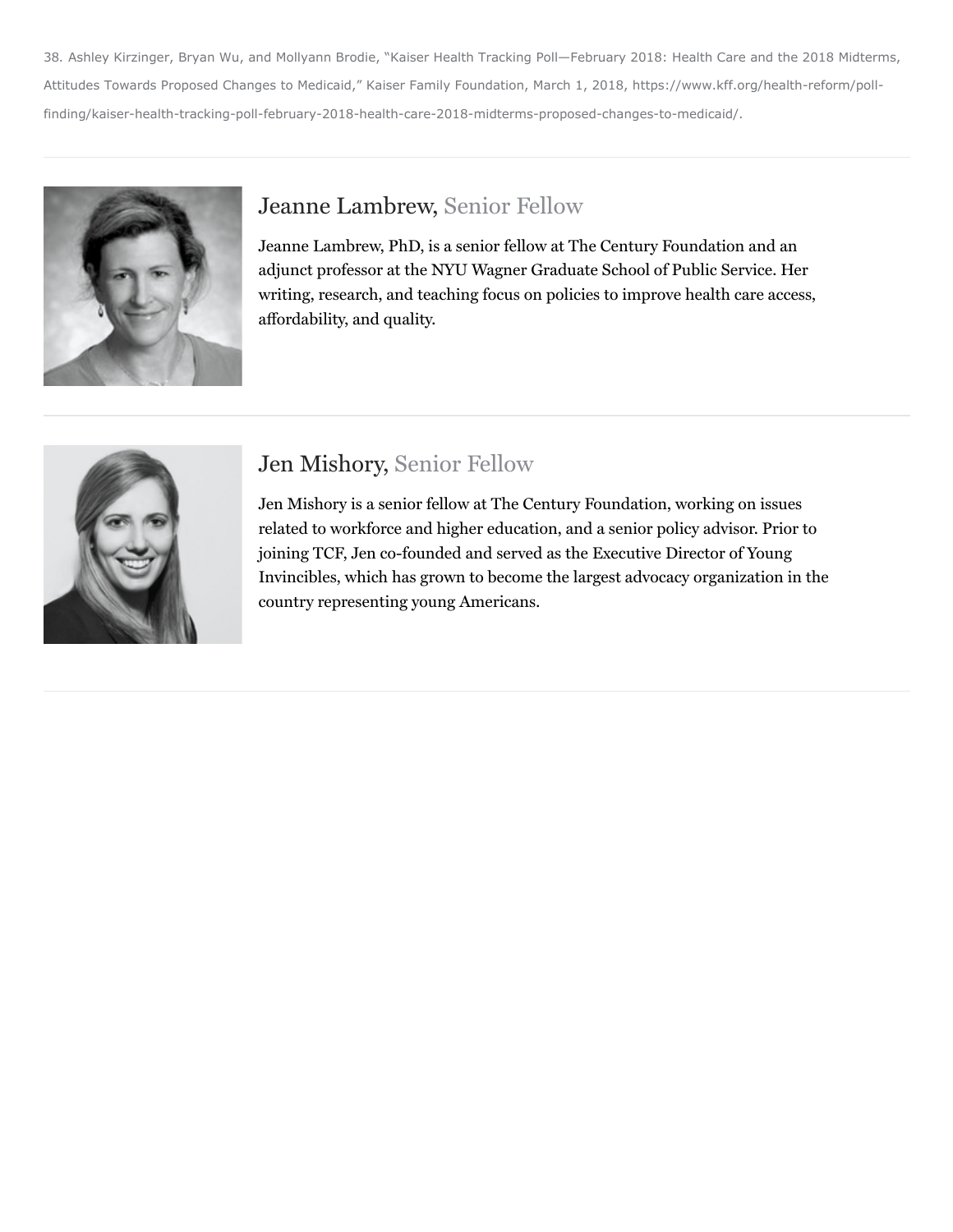38. Ashley Kirzinger, Bryan Wu, and Mollyann Brodie, "Kaiser Health Tracking Poll—February 2018: Health Care and the 2018 Midterms, Attitudes Towards Proposed Changes to Medicaid," Kaiser Family Foundation, March 1, 2018, https://www.kff.org/health-reform/poll-finding/kaiser-health-tracking-poll-february-2018-health-care-2018-midterms-proposed-changes-to-medicaid/.

## Jeanne Lambrew, Senior Fellow

Jeanne Lambrew, PhD, is a senior fellow at The Century Foundation and an adjunct professor at the NYU Wagner Graduate School of Public Service. Her writing, research, and teaching focus on policies to improve health care access, affordability, and quality.

## Jen Mishory, Senior Fellow

Jen Mishory is a senior fellow at The Century Foundation, working on issues related to workforce and higher education, and a senior policy advisor. Prior to joining TCF, Jen co-founded and served as the Executive Director of Young Invincibles, which has grown to become the largest advocacy organization in the country representing young Americans.